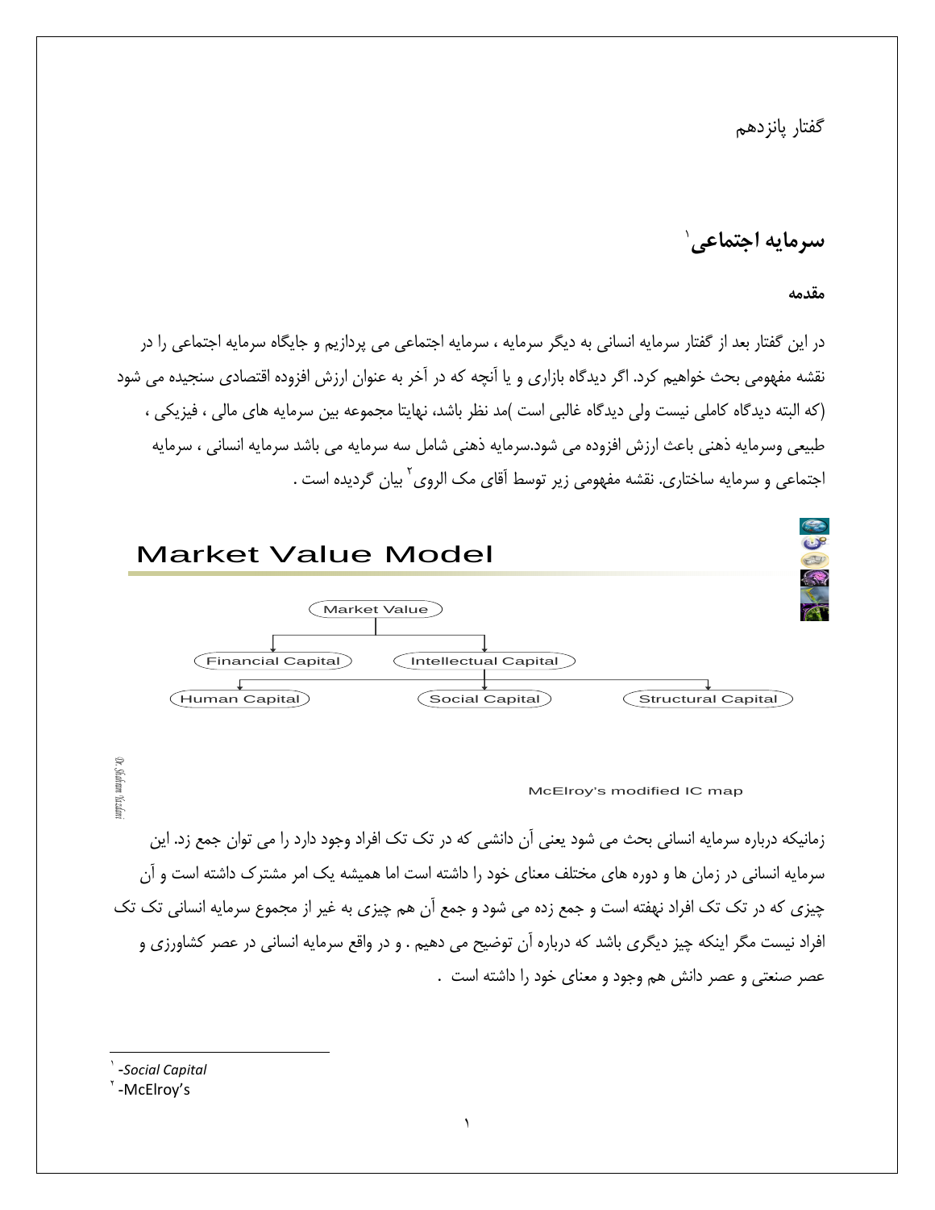گفتار پانزدهم

## سرمایه اجتماعی[1]

### مقدمه

در این گفتار بعد از گفتار سرمایه انسانی به دیگر سرمایه ، سرمایه اجتماعی می پردازیم و جایگاه سرمایه اجتماعی را در نقشه مفهومی بحث خواهیم کرد. اگر دیدگاه بازاری و یا آنچه که در آخر به عنوان ارزش افزوده اقتصادی سنجیده می شود (که البته دیدگاه کاملی نیست ولی دیدگاه غالبی است )مد نظر باشد، نهایتا مجموعه بین سرمایه های مالی ، فیزیکی ، طبیعی وسرمایه ذهنی باعث ارزش افزوده می شود.سرمایه ذهنی شامل سه سرمایه می باشد سرمایه انسانی ، سرمایه اجتماعی و سرمایه ساختاری. نقشه مفهومی زیر توسط آقای مک الروی[2] بیان گردیده است .

Market Value Model

- Market Value
  - Financial Capital
  - Intellectual Capital
    - Human Capital
    - Social Capital
    - Structural Capital

McElroy's modified IC map

زمانیکه درباره سرمایه انسانی بحث می شود یعنی آن دانشی که در تک تک افراد وجود دارد را می توان جمع زد. این سرمایه انسانی در زمان ها و دوره های مختلف معنای خود را داشته است اما همیشه یک امر مشترک داشته است و آن چیزی که در تک تک افراد نهفته است و جمع زده می شود و جمع آن هم چیزی به غیر از مجموع سرمایه انسانی تک تک افراد نیست مگر اینکه چیز دیگری باشد که درباره آن توضیح می دهیم . و در واقع سرمایه انسانی در عصر کشاورزی و عصر صنعتی و عصر دانش هم وجود و معنای خود را داشته است .

---

[1] -*Social Capital*

[2] -McElroy's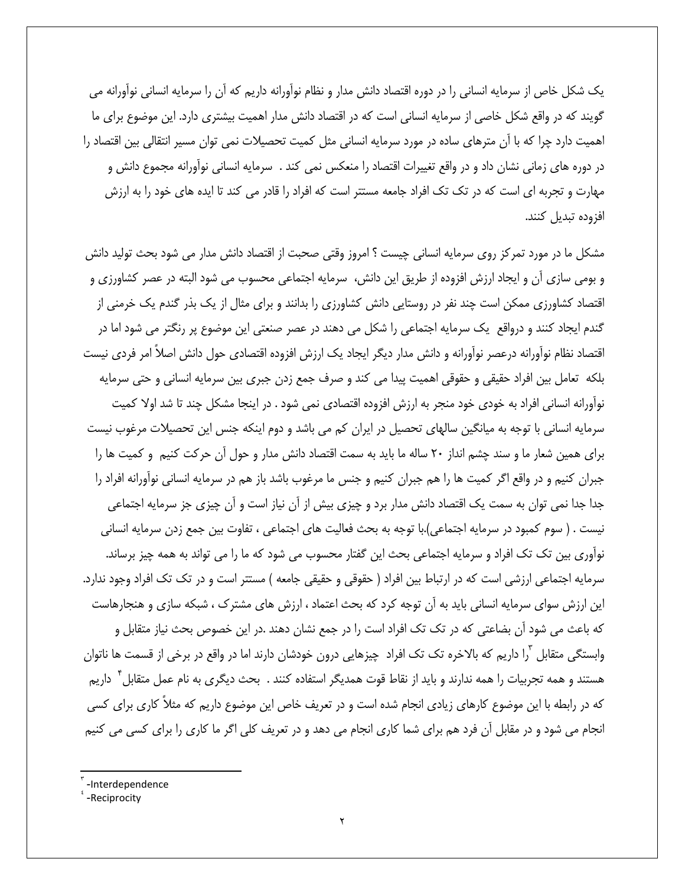یک شکل خاص از سرمایه انسانی را در دوره اقتصاد دانش مدار و نظام نوآورانه داریم که آن را سرمایه انسانی نوآورانه می گویند که در واقع شکل خاصی از سرمایه انسانی است که در اقتصاد دانش مدار اهمیت بیشتری دارد. این موضوع برای ما اهمیت دارد چرا که با آن مترهای ساده در مورد سرمایه انسانی مثل کمیت تحصیلات نمی توان مسیر انتقالی بین اقتصاد را در دوره های زمانی نشان داد و در واقع تغییرات اقتصاد را منعکس نمی کند . سرمایه انسانی نوآورانه مجموع دانش و مهارت و تجربه ای است که در تک تک افراد جامعه مستتر است که افراد را قادر می کند تا ایده های خود را به ارزش افزوده تبدیل کنند.

مشکل ما در مورد تمرکز روی سرمایه انسانی چیست ؟ امروز وقتی صحبت از اقتصاد دانش مدار می شود بحث تولید دانش و بومی سازی آن و ایجاد ارزش افزوده از طریق این دانش، سرمایه اجتماعی محسوب می شود البته در عصر کشاورزی و اقتصاد کشاورزی ممکن است چند نفر در روستایی دانش کشاورزی را بدانند و برای مثال از یک بذر گندم یک خرمنی از گندم ایجاد کنند و درواقع یک سرمایه اجتماعی را شکل می دهند در عصر صنعتی این موضوع پر رنگتر می شود اما در اقتصاد نظام نوآورانه درعصر نوآورانه و دانش مدار دیگر ایجاد یک ارزش افزوده اقتصادی حول دانش اصلاً امر فردی نیست بلکه تعامل بین افراد حقیقی و حقوقی اهمیت پیدا می کند و صرف جمع زدن جبری بین سرمایه انسانی و حتی سرمایه نوآورانه انسانی افراد به خودی خود منجر به ارزش افزوده اقتصادی نمی شود . در اینجا مشکل چند تا شد اولا کمیت سرمایه انسانی با توجه به میانگین سالهای تحصیل در ایران کم می باشد و دوم اینکه جنس این تحصیلات مرغوب نیست برای همین شعار ما و سند چشم انداز ۲۰ ساله ما باید به سمت اقتصاد دانش مدار و حول آن حرکت کنیم و کمیت ها را جبران کنیم و در واقع اگر کمیت ها را هم جبران کنیم و جنس ما مرغوب باشد باز هم در سرمایه انسانی نوآورانه افراد را جدا جدا نمی توان به سمت یک اقتصاد دانش مدار برد و چیزی بیش از آن نیاز است و آن چیزی جز سرمایه اجتماعی نیست . ( سوم کمبود در سرمایه اجتماعی).با توجه به بحث فعالیت های اجتماعی ، تفاوت بین جمع زدن سرمایه انسانی نوآوری بین تک تک افراد و سرمایه اجتماعی بحث این گفتار محسوب می شود که ما را می تواند به همه چیز برساند. سرمایه اجتماعی ارزشی است که در ارتباط بین افراد ( حقوقی و حقیقی جامعه ) مستتر است و در تک تک افراد وجود ندارد. این ارزش سوای سرمایه انسانی باید به آن توجه کرد که بحث اعتماد ، ارزش های مشترک ، شبکه سازی و هنجارهاست که باعث می شود آن بضاعتی که در تک تک افراد است را در جمع نشان دهند .در این خصوص بحث نیاز متقابل و وابستگی متقابل [۳]را داریم که بالاخره تک تک افراد چیزهایی درون خودشان دارند اما در واقع در برخی از قسمت ها ناتوان هستند و همه تجربیات را همه ندارند و باید از نقاط قوت همدیگر استفاده کنند . بحث دیگری به نام عمل متقابل[۴] داریم که در رابطه با این موضوع کارهای زیادی انجام شده است و در تعریف خاص این موضوع داریم که مثلاً کاری برای کسی انجام می شود و در مقابل آن فرد هم برای شما کاری انجام می دهد و در تعریف کلی اگر ما کاری را برای کسی می کنیم

---

[۳] -Interdependence

[۴] -Reciprocity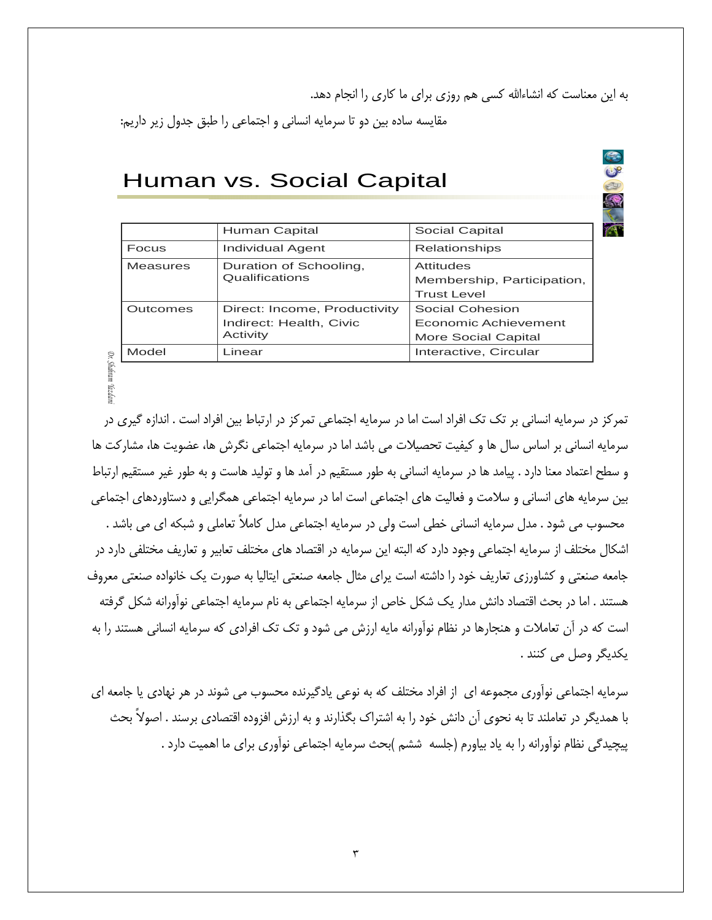به این معناست که انشاءالله کسی هم روزی برای ما کاری را انجام دهد.

مقایسه ساده بین دو تا سرمایه انسانی و اجتماعی را طبق جدول زیر داریم:

## Human vs. Social Capital

| | Human Capital | Social Capital |
|---|---|---|
| Focus | Individual Agent | Relationships |
| Measures | Duration of Schooling, Qualifications | Attitudes<br>Membership, Participation,<br>Trust Level |
| Outcomes | Direct: Income, Productivity<br>Indirect: Health, Civic Activity | Social Cohesion<br>Economic Achievement<br>More Social Capital |
| Model | Linear | Interactive, Circular |

Dr. Shahram Yazdani

تمرکز در سرمایه انسانی بر تک تک افراد است اما در سرمایه اجتماعی تمرکز در ارتباط بین افراد است . اندازه گیری در سرمایه انسانی بر اساس سال ها و کیفیت تحصیلات می باشد اما در سرمایه اجتماعی نگرش ها، عضویت ها، مشارکت ها و سطح اعتماد معنا دارد . پیامد ها در سرمایه انسانی به طور مستقیم در آمد ها و تولید هاست و به طور غیر مستقیم ارتباط بین سرمایه های انسانی و سلامت و فعالیت های اجتماعی است اما در سرمایه اجتماعی همگرایی و دستاوردهای اجتماعی محسوب می شود . مدل سرمایه انسانی خطی است ولی در سرمایه اجتماعی مدل کاملاً تعاملی و شبکه ای می باشد . اشکال مختلف از سرمایه اجتماعی وجود دارد که البته این سرمایه در اقتصاد های مختلف تعابیر و تعاریف مختلفی دارد در جامعه صنعتی و کشاورزی تعاریف خود را داشته است برای مثال جامعه صنعتی ایتالیا به صورت یک خانواده صنعتی معروف هستند . اما در بحث اقتصاد دانش مدار یک شکل خاص از سرمایه اجتماعی به نام سرمایه اجتماعی نوآورانه شکل گرفته است که در آن تعاملات و هنجارها در نظام نوآورانه مایه ارزش می شود و تک تک افرادی که سرمایه انسانی هستند را به یکدیگر وصل می کنند .

سرمایه اجتماعی نوآوری مجموعه ای از افراد مختلف که به نوعی یادگیرنده محسوب می شوند در هر نهادی یا جامعه ای با همدیگر در تعاملند تا به نحوی آن دانش خود را به اشتراک بگذارند و به ارزش افزوده اقتصادی برسند . اصولاً بحث پیچیدگی نظام نوآورانه را به یاد بیاورم (جلسه ششم )بحث سرمایه اجتماعی نوآوری برای ما اهمیت دارد .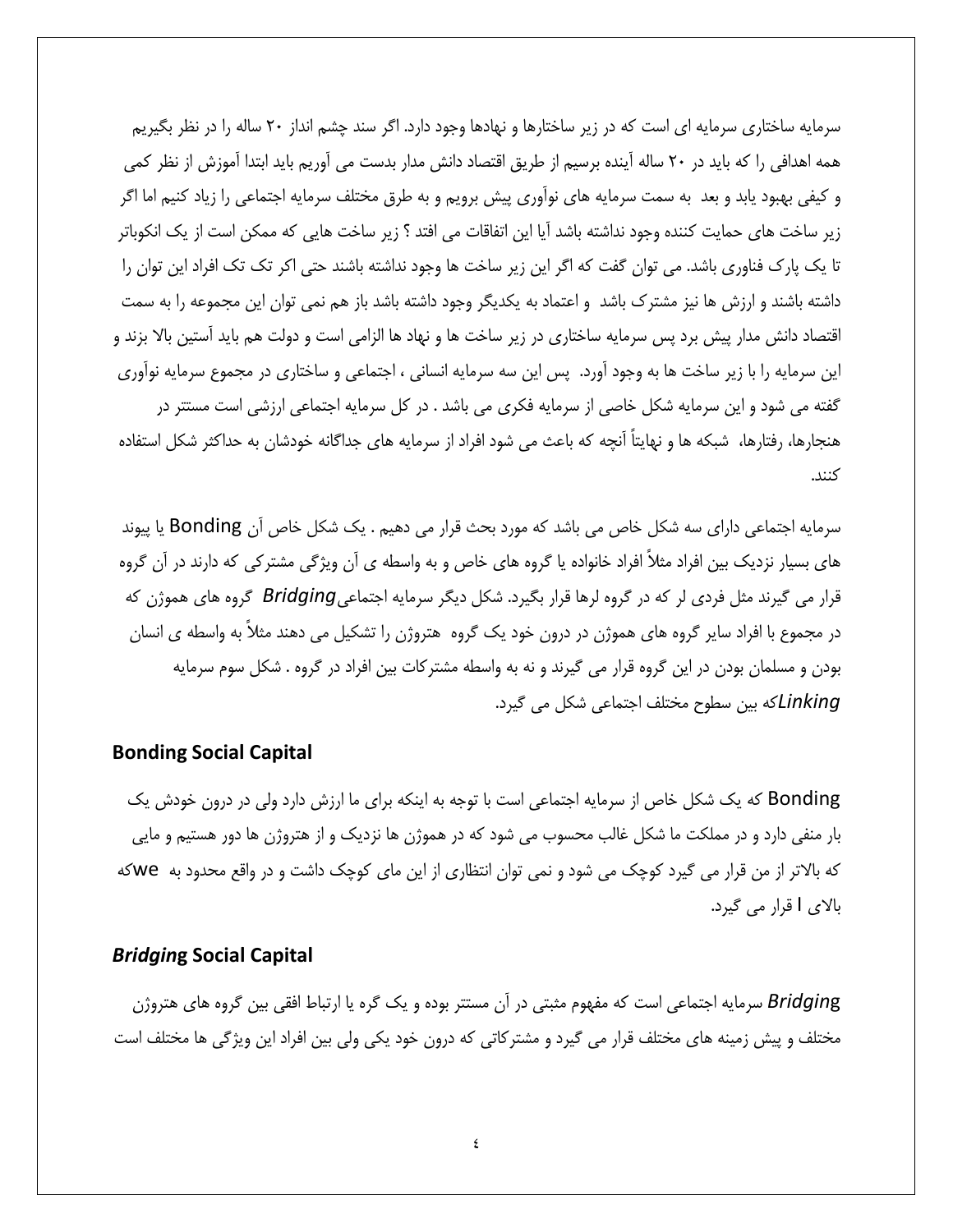سرمایه ساختاری سرمایه ای است که در زیر ساختارها و نهادها وجود دارد. اگر سند چشم انداز ۲۰ ساله را در نظر بگیریم همه اهدافی را که باید در ۲۰ ساله آینده برسیم از طریق اقتصاد دانش مدار بدست می آوریم باید ابتدا آموزش از نظر کمی و کیفی بهبود یابد و بعد به سمت سرمایه های نوآوری پیش برویم و به طرق مختلف سرمایه اجتماعی را زیاد کنیم اما اگر زیر ساخت های حمایت کننده وجود نداشته باشد آیا این اتفاقات می افتد ؟ زیر ساخت هایی که ممکن است از یک انکوباتر تا یک پارک فناوری باشد. می توان گفت که اگر این زیر ساخت ها وجود نداشته باشند حتی اکر تک تک افراد این توان را داشته باشند و ارزش ها نیز مشترک باشد و اعتماد به یکدیگر وجود داشته باشد باز هم نمی توان این مجموعه را به سمت اقتصاد دانش مدار پیش برد پس سرمایه ساختاری در زیر ساخت ها و نهاد ها الزامی است و دولت هم باید آستین بالا بزند و این سرمایه را با زیر ساخت ها به وجود آورد. پس این سه سرمایه انسانی ، اجتماعی و ساختاری در مجموع سرمایه نوآوری گفته می شود و این سرمایه شکل خاصی از سرمایه فکری می باشد . در کل سرمایه اجتماعی ارزشی است مستتر در هنجارها، رفتارها، شبکه ها و نهایتاً آنچه که باعث می شود افراد از سرمایه های جداگانه خودشان به حداکثر شکل استفاده کنند.

سرمایه اجتماعی دارای سه شکل خاص می باشد که مورد بحث قرار می دهیم . یک شکل خاص آن Bonding یا پیوند های بسیار نزدیک بین افراد مثلاً افراد خانواده یا گروه های خاص و به واسطه ی آن ویژگی مشترکی که دارند در آن گروه قرار می گیرند مثل فردی لر که در گروه لرها قرار بگیرد. شکل دیگر سرمایه اجتماعی *Bridging* گروه های هموژن که در مجموع با افراد سایر گروه های هموژن در درون خود یک گروه هتروژن را تشکیل می دهند مثلاً به واسطه ی انسان بودن و مسلمان بودن در این گروه قرار می گیرند و نه به واسطه مشترکات بین افراد در گروه . شکل سوم سرمایه *Linking*که بین سطوح مختلف اجتماعی شکل می گیرد.

## Bonding Social Capital

Bonding که یک شکل خاص از سرمایه اجتماعی است با توجه به اینکه برای ما ارزش دارد ولی در درون خودش یک بار منفی دارد و در مملکت ما شکل غالب محسوب می شود که در هموژن ها نزدیک و از هتروژن ها دور هستیم و مایی که بالاتر از من قرار می گیرد کوچک می شود و نمی توان انتظاری از این مای کوچک داشت و در واقع محدود به we که بالای I قرار می گیرد.

## *Bridging* Social Capital

*Bridging* سرمایه اجتماعی است که مفهوم مثبتی در آن مستتر بوده و یک گره یا ارتباط افقی بین گروه های هتروژن مختلف و پیش زمینه های مختلف قرار می گیرد و مشترکاتی که درون خود یکی ولی بین افراد این ویژگی ها مختلف است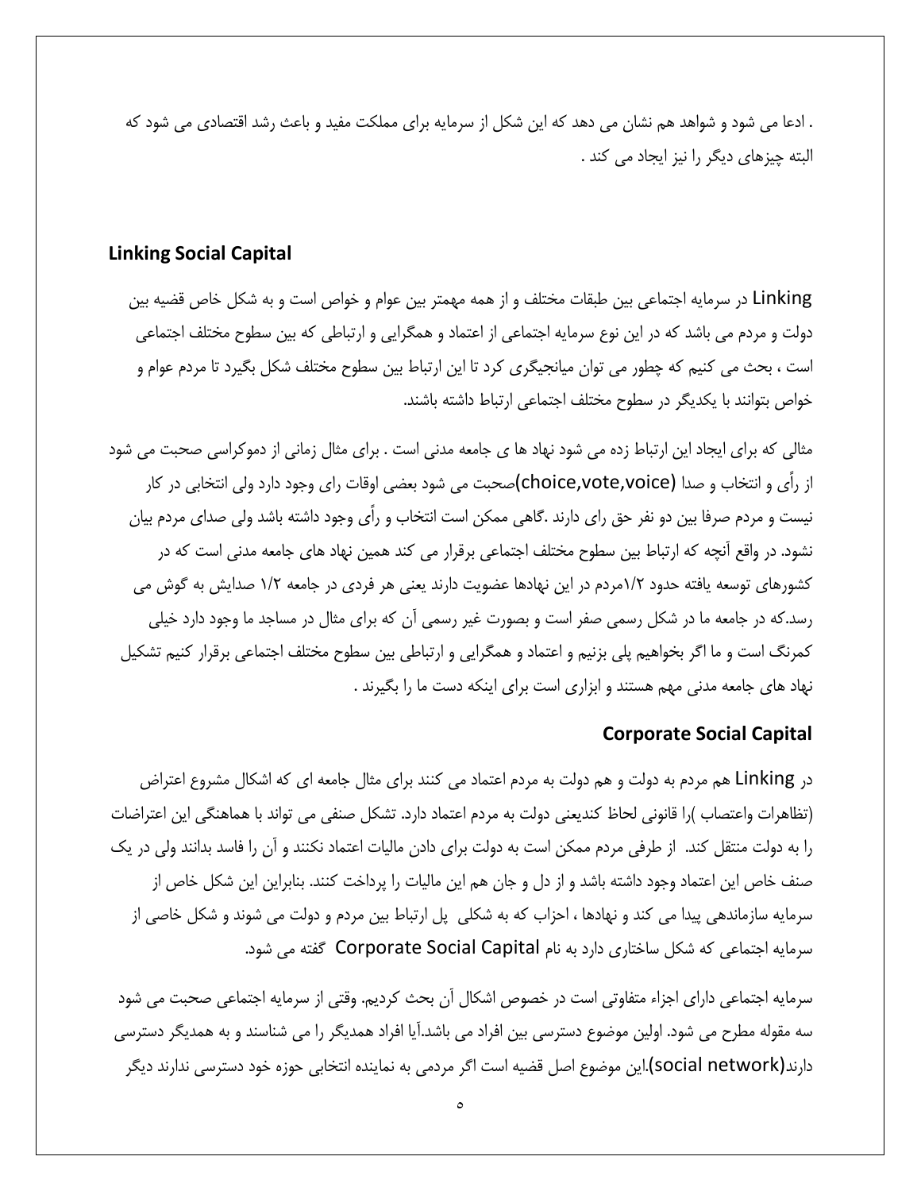. ادعا می شود و شواهد هم نشان می دهد که این شکل از سرمایه برای مملکت مفید و باعث رشد اقتصادی می شود که البته چیزهای دیگر را نیز ایجاد می کند .

### Linking Social Capital

Linking در سرمایه اجتماعی بین طبقات مختلف و از همه مهمتر بین عوام و خواص است و به شکل خاص قضیه بین دولت و مردم می باشد که در این نوع سرمایه اجتماعی از اعتماد و همگرایی و ارتباطی که بین سطوح مختلف اجتماعی است ، بحث می کنیم که چطور می توان میانجیگری کرد تا این ارتباط بین سطوح مختلف شکل بگیرد تا مردم عوام و خواص بتوانند با یکدیگر در سطوح مختلف اجتماعی ارتباط داشته باشند.

مثالی که برای ایجاد این ارتباط زده می شود نهاد ها ی جامعه مدنی است . برای مثال زمانی از دموکراسی صحبت می شود از رأی و انتخاب و صدا (choice,vote,voice)صحبت می شود بعضی اوقات رای وجود دارد ولی انتخابی در کار نیست و مردم صرفا بین دو نفر حق رای دارند .گاهی ممکن است انتخاب و رأی وجود داشته باشد ولی صدای مردم بیان نشود. در واقع آنچه که ارتباط بین سطوح مختلف اجتماعی برقرار می کند همین نهاد های جامعه مدنی است که در کشورهای توسعه یافته حدود ۱/۲مردم در این نهادها عضویت دارند یعنی هر فردی در جامعه ۱/۲ صدایش به گوش می رسد.که در جامعه ما در شکل رسمی صفر است و بصورت غیر رسمی آن که برای مثال در مساجد ما وجود دارد خیلی کمرنگ است و ما اگر بخواهیم پلی بزنیم و اعتماد و همگرایی و ارتباطی بین سطوح مختلف اجتماعی برقرار کنیم تشکیل نهاد های جامعه مدنی مهم هستند و ابزاری است برای اینکه دست ما را بگیرند .

### Corporate Social Capital

در Linking هم مردم به دولت و هم دولت به مردم اعتماد می کنند برای مثال جامعه ای که اشکال مشروع اعتراض (تظاهرات واعتصاب )را قانونی لحاظ کندیعنی دولت به مردم اعتماد دارد. تشکل صنفی می تواند با هماهنگی این اعتراضات را به دولت منتقل کند. از طرفی مردم ممکن است به دولت برای دادن مالیات اعتماد نکنند و آن را فاسد بدانند ولی در یک صنف خاص این اعتماد وجود داشته باشد و از دل و جان هم این مالیات را پرداخت کنند. بنابراین این شکل خاص از سرمایه سازماندهی پیدا می کند و نهادها ، احزاب که به شکلی پل ارتباط بین مردم و دولت می شوند و شکل خاصی از سرمایه اجتماعی که شکل ساختاری دارد به نام Corporate Social Capital گفته می شود.

سرمایه اجتماعی دارای اجزاء متفاوتی است در خصوص اشکال آن بحث کردیم. وقتی از سرمایه اجتماعی صحبت می شود سه مقوله مطرح می شود. اولین موضوع دسترسی بین افراد می باشد.آیا افراد همدیگر را می شناسند و به همدیگر دسترسی دارند(social network).این موضوع اصل قضیه است اگر مردمی به نماینده انتخابی حوزه خود دسترسی ندارند دیگر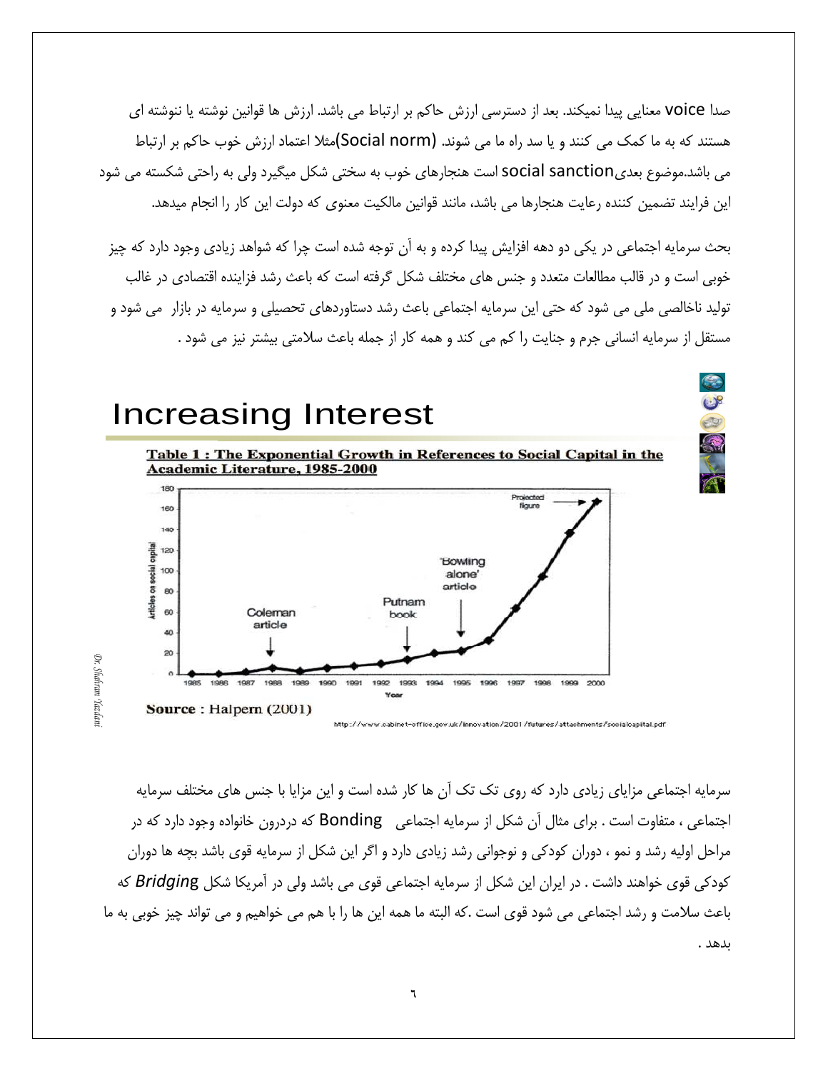صدا voice معنایی پیدا نمیکند. بعد از دسترسی ارزش حاکم بر ارتباط می باشد. ارزش ها قوانین نوشته یا ننوشته ای هستند که به ما کمک می کنند و یا سد راه ما می شوند. (Social norm)مثلا اعتماد ارزش خوب حاکم بر ارتباط می باشد.موضوع بعدیsocial sanction است هنجارهای خوب به سختی شکل میگیرد ولی به راحتی شکسته می شود این فرایند تضمین کننده رعایت هنجارها می باشد، مانند قوانین مالکیت معنوی که دولت این کار را انجام میدهد.

بحث سرمایه اجتماعی در یکی دو دهه افزایش پیدا کرده و به آن توجه شده است چرا که شواهد زیادی وجود دارد که چیز خوبی است و در قالب مطالعات متعدد و جنس های مختلف شکل گرفته است که باعث رشد فزاینده اقتصادی در غالب تولید ناخالصی ملی می شود که حتی این سرمایه اجتماعی باعث رشد دستاوردهای تحصیلی و سرمایه در بازار می شود و مستقل از سرمایه انسانی جرم و جنایت را کم می کند و همه کار از جمله باعث سلامتی بیشتر نیز می شود .

# Increasing Interest

**Table 1 : The Exponential Growth in References to Social Capital in the Academic Literature, 1985-2000**

Articles on social capital (y-axis, 0–180) by Year (x-axis, 1985–2000). Annotations: Coleman article (1988), Putnam book (1993), 'Bowling alone' article (1995), Projected figure (2000).

**Source** : Halpern (2001)

http://www.cabinet-office.gov.uk/innovation/2001/futures/attachments/socialcapital.pdf

سرمایه اجتماعی مزایای زیادی دارد که روی تک تک آن ها کار شده است و این مزایا با جنس های مختلف سرمایه اجتماعی ، متفاوت است . برای مثال آن شکل از سرمایه اجتماعی Bonding که دردرون خانواده وجود دارد که در مراحل اولیه رشد و نمو ، دوران کودکی و نوجوانی رشد زیادی دارد و اگر این شکل از سرمایه قوی باشد بچه ها دوران کودکی قوی خواهند داشت . در ایران این شکل از سرمایه اجتماعی قوی می باشد ولی در آمریکا شکل *Bridging* که باعث سلامت و رشد اجتماعی می شود قوی است .که البته ما همه این ها را با هم می خواهیم و می تواند چیز خوبی به ما بدهد .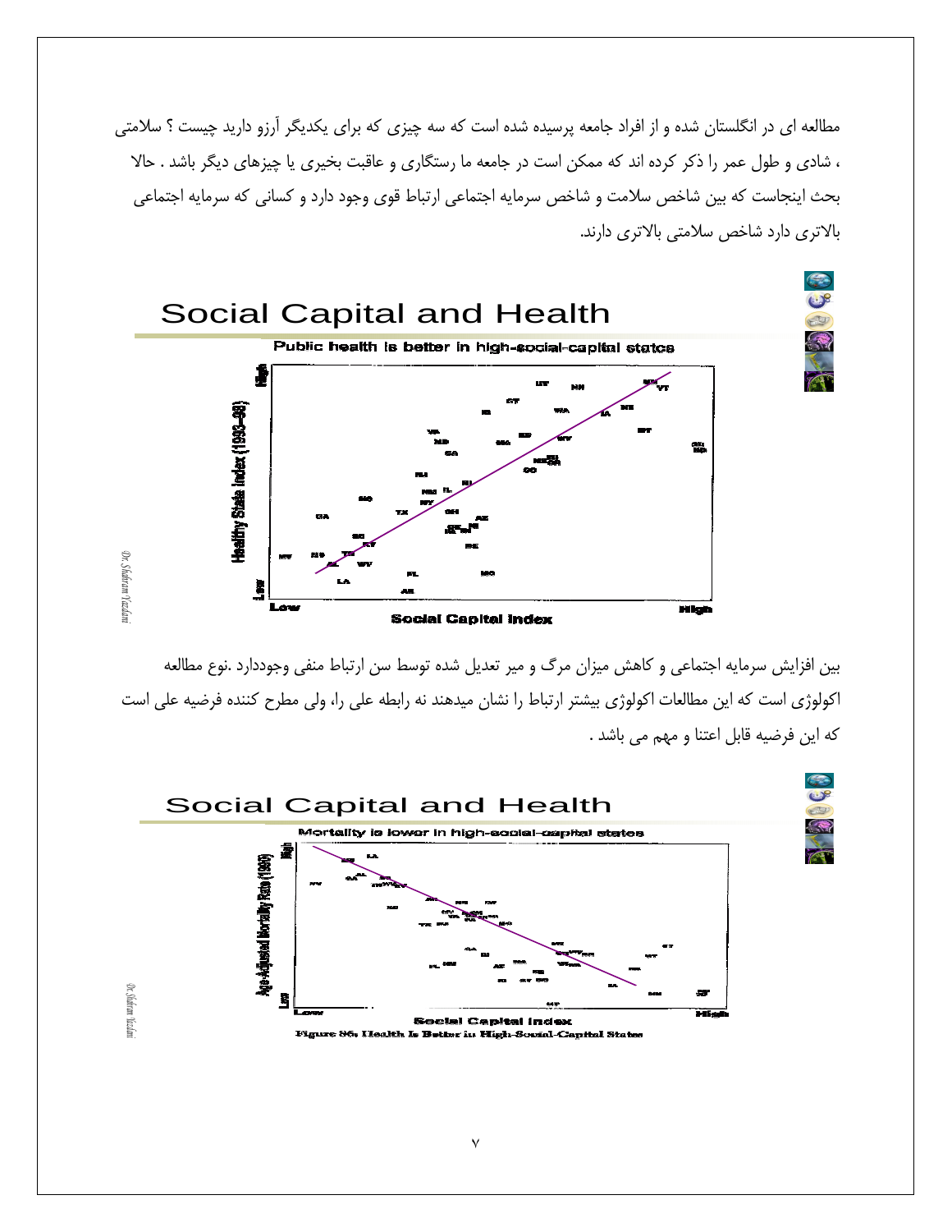مطالعه ای در انگلستان شده و از افراد جامعه پرسیده شده است که سه چیزی که برای یکدیگر آرزو دارید چیست ؟ سلامتی ، شادی و طول عمر را ذکر کرده اند که ممکن است در جامعه ما رستگاری و عاقبت بخیری یا چیزهای دیگر باشد . حالا بحث اینجاست که بین شاخص سلامت و شاخص سرمایه اجتماعی ارتباط قوی وجود دارد و کسانی که سرمایه اجتماعی بالاتری دارد شاخص سلامتی بالاتری دارند.

## Social Capital and Health

Public health is better in high-social-capital states

Healthy State Index (1993–98) — Social Capital Index

بین افزایش سرمایه اجتماعی و کاهش میزان مرگ و میر تعدیل شده توسط سن ارتباط منفی وجوددارد .نوع مطالعه اکولوژی است که این مطالعات اکولوژی بیشتر ارتباط را نشان میدهند نه رابطه علی را، ولی مطرح کننده فرضیه علی است که این فرضیه قابل اعتنا و مهم می باشد .

## Social Capital and Health

Mortality is lower in high-social-capital states

Age-Adjusted Mortality Rate (1993) — Social Capital Index

Figure 86: Health Is Better in High-Social-Capital States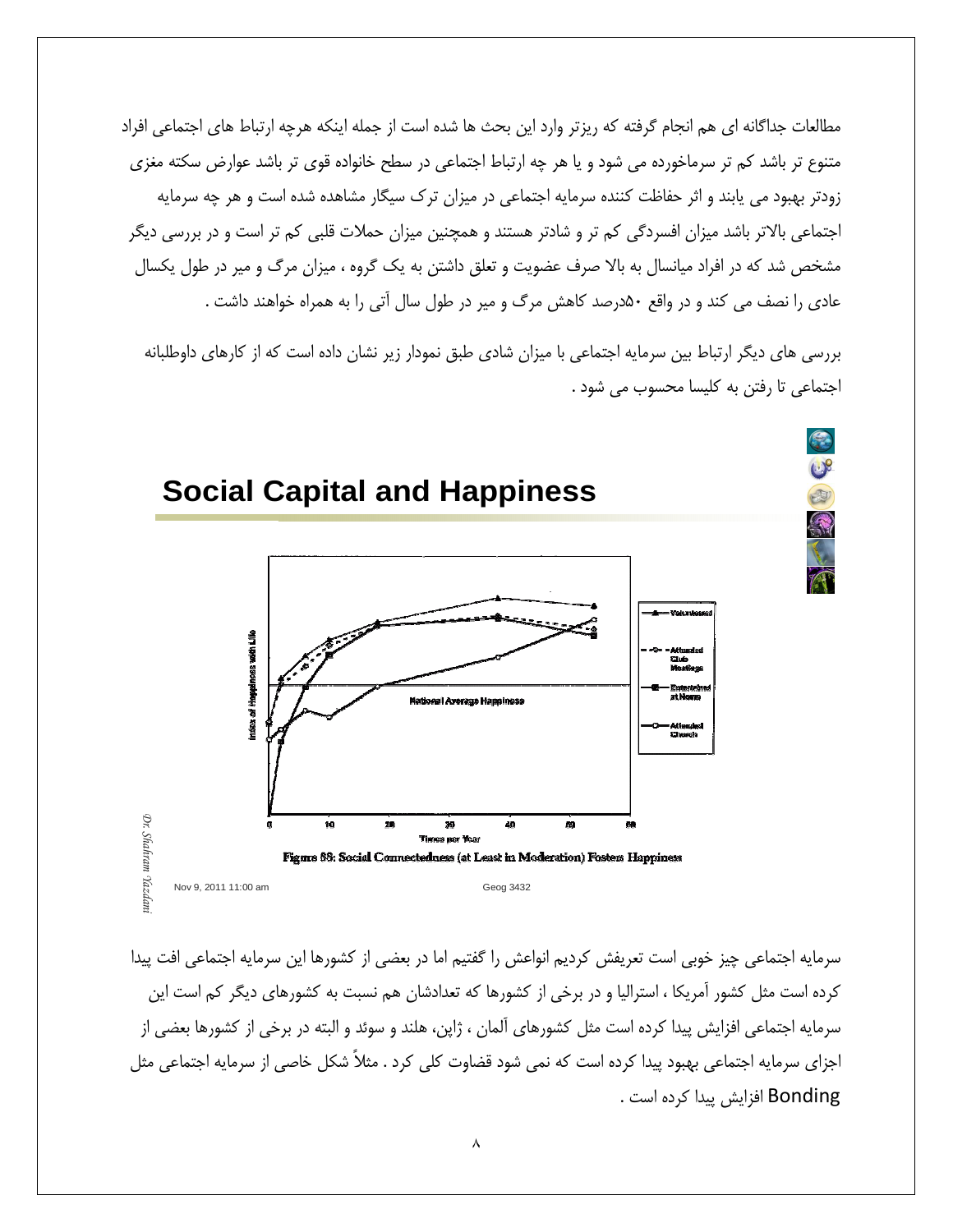مطالعات جداگانه ای هم انجام گرفته که ریزتر وارد این بحث ها شده است از جمله اینکه هرچه ارتباط های اجتماعی افراد متنوع تر باشد کم تر سرماخورده می شود و یا هر چه ارتباط اجتماعی در سطح خانواده قوی تر باشد عوارض سکته مغزی زودتر بهبود می یابند و اثر حفاظت کننده سرمایه اجتماعی در میزان ترک سیگار مشاهده شده است و هر چه سرمایه اجتماعی بالاتر باشد میزان افسردگی کم تر و شادتر هستند و همچنین میزان حملات قلبی کم تر است و در بررسی دیگر مشخص شد که در افراد میانسال به بالا صرف عضویت و تعلق داشتن به یک گروه ، میزان مرگ و میر در طول یکسال عادی را نصف می کند و در واقع ۵۰درصد کاهش مرگ و میر در طول سال آتی را به همراه خواهند داشت .

بررسی های دیگر ارتباط بین سرمایه اجتماعی با میزان شادی طبق نمودار زیر نشان داده است که از کارهای داوطلبانه اجتماعی تا رفتن به کلیسا محسوب می شود .

## Social Capital and Happiness

Figure 88: Social Connectedness (at Least in Moderation) Fosters Happiness

سرمایه اجتماعی چیز خوبی است تعریفش کردیم انواعش را گفتیم اما در بعضی از کشورها این سرمایه اجتماعی افت پیدا کرده است مثل کشور آمریکا ، استرالیا و در برخی از کشورها که تعدادشان هم نسبت به کشورهای دیگر کم است این سرمایه اجتماعی افزایش پیدا کرده است مثل کشورهای آلمان ، ژاپن، هلند و سوئد و البته در برخی از کشورها بعضی از اجزای سرمایه اجتماعی بهبود پیدا کرده است که نمی شود قضاوت کلی کرد . مثلاً شکل خاصی از سرمایه اجتماعی مثل Bonding افزایش پیدا کرده است .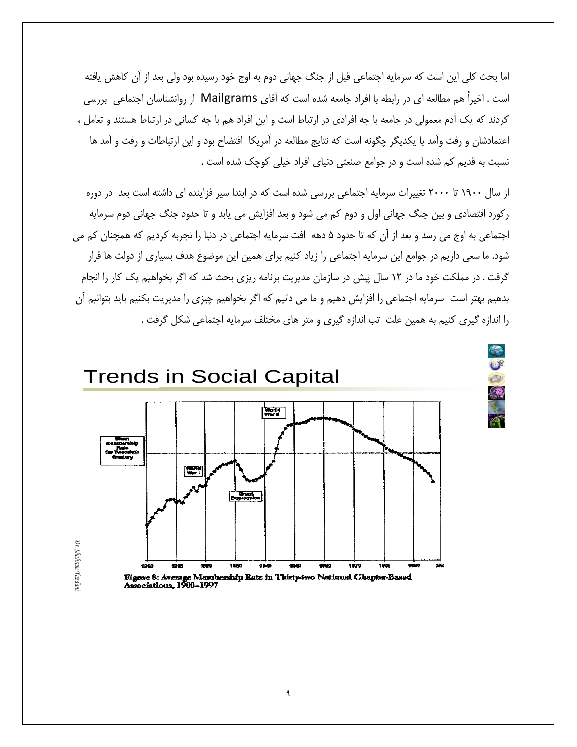اما بحث کلی این است که سرمایه اجتماعی قبل از جنگ جهانی دوم به اوج خود رسیده بود ولی بعد از آن کاهش یافته است . اخیراً هم مطالعه ای در رابطه با افراد جامعه شده است که آقای Mailgrams از روانشناسان اجتماعی بررسی کردند که یک آدم معمولی در جامعه با چه افرادی در ارتباط است و این افراد هم با چه کسانی در ارتباط هستند و تعامل ، اعتمادشان و رفت وآمد با یکدیگر چگونه است که نتایج مطالعه در آمریکا افتضاح بود و این ارتباطات و رفت و آمد ها نسبت به قدیم کم شده است و در جوامع صنعتی دنیای افراد خیلی کوچک شده است .

از سال ۱۹۰۰ تا ۲۰۰۰ تغییرات سرمایه اجتماعی بررسی شده است که در ابتدا سیر فزاینده ای داشته است بعد در دوره رکورد اقتصادی و بین جنگ جهانی اول و دوم کم می شود و بعد افزایش می یابد و تا حدود جنگ جهانی دوم سرمایه اجتماعی به اوج می رسد و بعد از آن که تا حدود ۵ دهه افت سرمایه اجتماعی در دنیا را تجربه کردیم که همچنان کم می شود. ما سعی داریم در جوامع این سرمایه اجتماعی را زیاد کنیم برای همین این موضوع هدف بسیاری از دولت ها قرار گرفت . در مملکت خود ما در ۱۲ سال پیش در سازمان مدیریت برنامه ریزی بحث شد که اگر بخواهیم یک کار را انجام بدهیم بهتر است سرمایه اجتماعی را افزایش دهیم و ما می دانیم که اگر بخواهیم چیزی را مدیریت بکنیم باید بتوانیم آن را اندازه گیری کنیم به همین علت تب اندازه گیری و متر های مختلف سرمایه اجتماعی شکل گرفت .

## Trends in Social Capital

Figure 8: Average Membership Rate in Thirty-two National Chapter-Based Associations, 1900–1997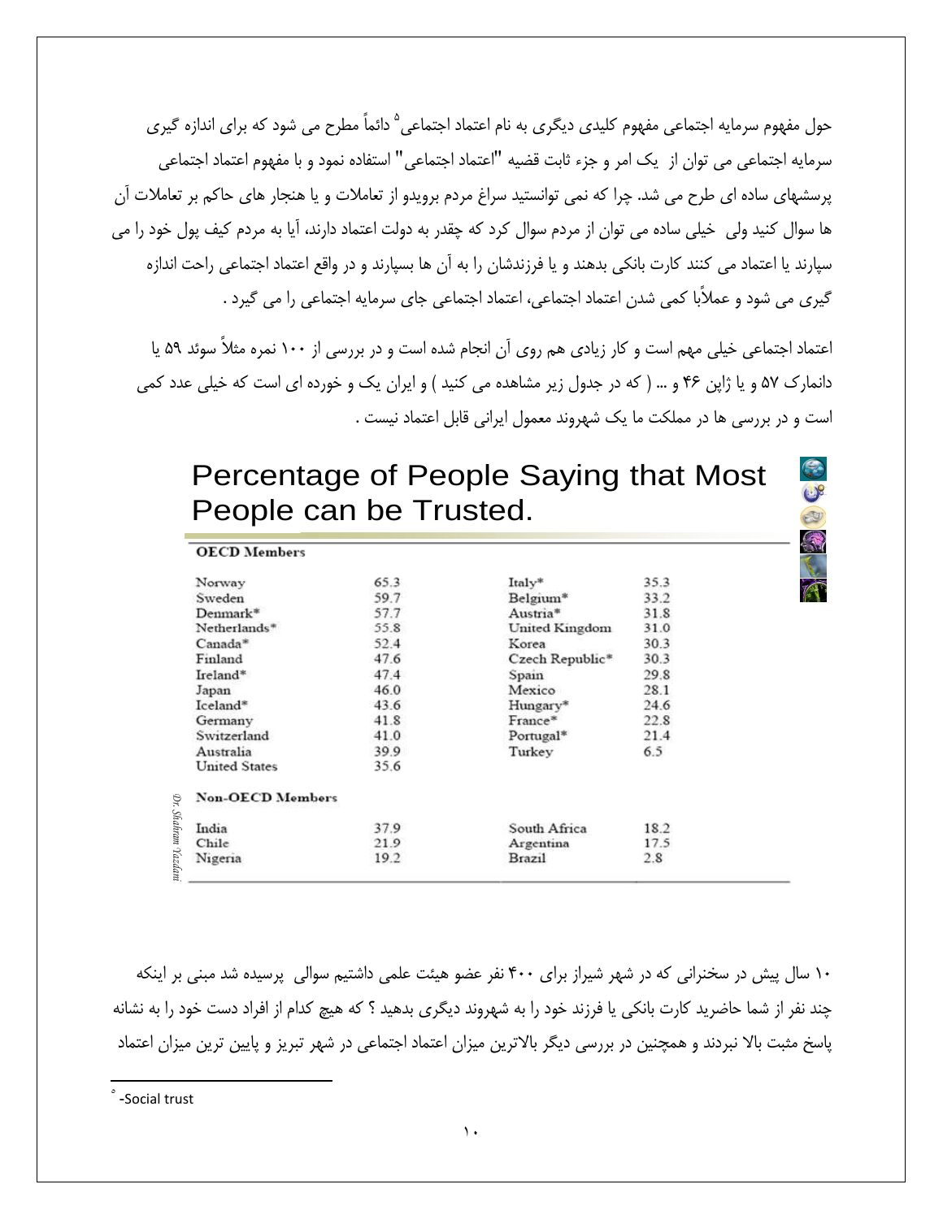حول مفهوم سرمایه اجتماعی مفهوم کلیدی دیگری به نام اعتماد اجتماعی[۵] دائماً مطرح می شود که برای اندازه گیری سرمایه اجتماعی می توان از یک امر و جزء ثابت قضیه "اعتماد اجتماعی" استفاده نمود و با مفهوم اعتماد اجتماعی پرسشهای ساده ای طرح می شد. چرا که نمی توانستید سراغ مردم برویدو از تعاملات و یا هنجار های حاکم بر تعاملات آن ها سوال کنید ولی خیلی ساده می توان از مردم سوال کرد که چقدر به دولت اعتماد دارند، آیا به مردم کیف پول خود را می سپارند یا اعتماد می کنند کارت بانکی بدهند و یا فرزندشان را به آن ها بسپارند و در واقع اعتماد اجتماعی راحت اندازه گیری می شود و عملاً با کمی شدن اعتماد اجتماعی، اعتماد اجتماعی جای سرمایه اجتماعی را می گیرد .

اعتماد اجتماعی خیلی مهم است و کار زیادی هم روی آن انجام شده است و در بررسی از ۱۰۰ نمره مثلاً سوئد ۵۹ یا دانمارک ۵۷ و یا ژاپن ۴۶ و ... ( که در جدول زیر مشاهده می کنید ) و ایران یک و خورده ای است که خیلی عدد کمی است و در بررسی ها در مملکت ما یک شهروند معمول ایرانی قابل اعتماد نیست .

## Percentage of People Saying that Most People can be Trusted.

| **OECD Members** | | | |
|---|---|---|---|
| Norway | 65.3 | Italy* | 35.3 |
| Sweden | 59.7 | Belgium* | 33.2 |
| Denmark* | 57.7 | Austria* | 31.8 |
| Netherlands* | 55.8 | United Kingdom | 31.0 |
| Canada* | 52.4 | Korea | 30.3 |
| Finland | 47.6 | Czech Republic* | 30.3 |
| Ireland* | 47.4 | Spain | 29.8 |
| Japan | 46.0 | Mexico | 28.1 |
| Iceland* | 43.6 | Hungary* | 24.6 |
| Germany | 41.8 | France* | 22.8 |
| Switzerland | 41.0 | Portugal* | 21.4 |
| Australia | 39.9 | Turkey | 6.5 |
| United States | 35.6 | | |
| **Non-OECD Members** | | | |
| India | 37.9 | South Africa | 18.2 |
| Chile | 21.9 | Argentina | 17.5 |
| Nigeria | 19.2 | Brazil | 2.8 |

*Dr. Shahram Yazdani*

۱۰ سال پیش در سخنرانی که در شهر شیراز برای ۴۰۰ نفر عضو هیئت علمی داشتیم سوالی پرسیده شد مبنی بر اینکه چند نفر از شما حاضرید کارت بانکی یا فرزند خود را به شهروند دیگری بدهید ؟ که هیچ کدام از افراد دست خود را به نشانه پاسخ مثبت بالا نبردند و همچنین در بررسی دیگر بالاترین میزان اعتماد اجتماعی در شهر تبریز و پایین ترین میزان اعتماد

---

[۵] -Social trust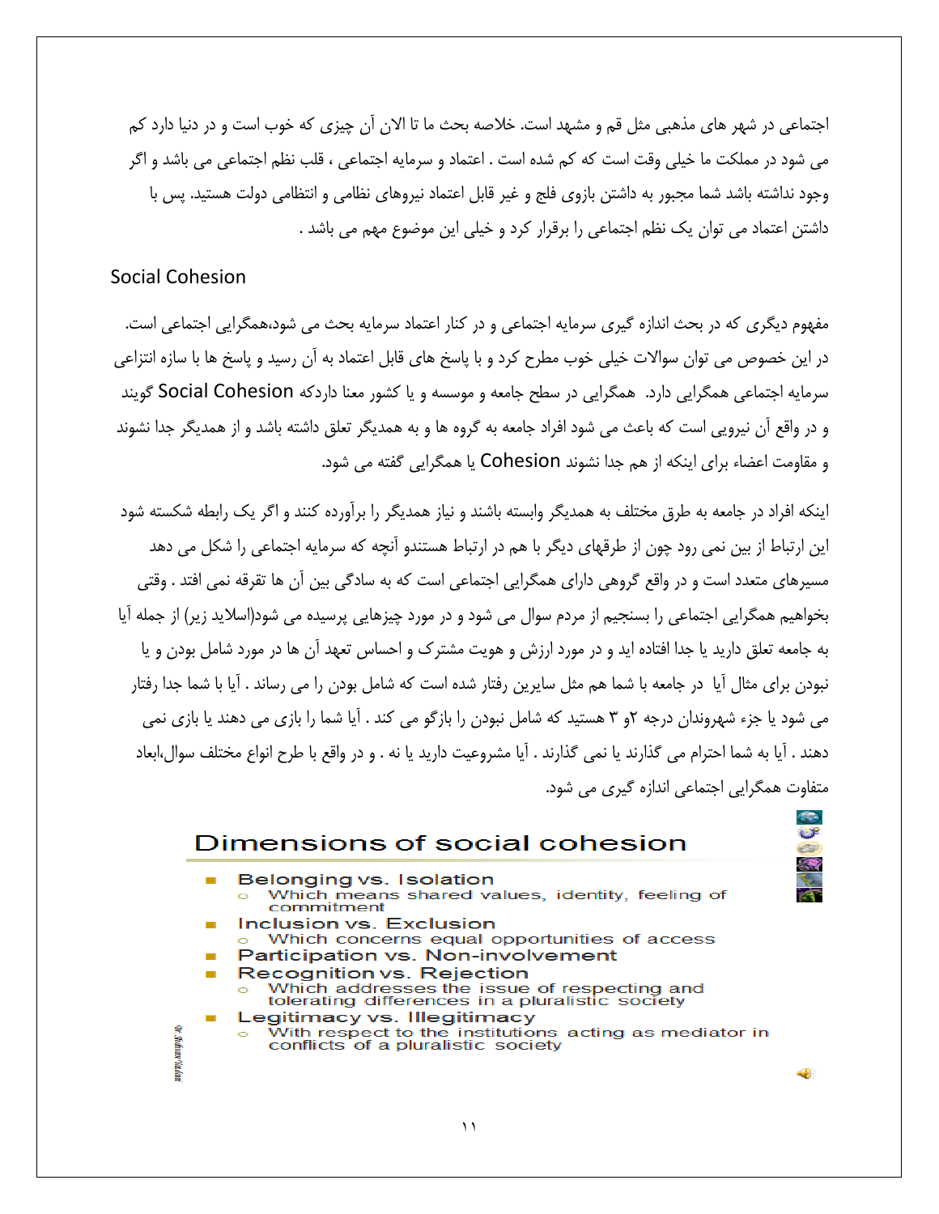اجتماعی در شهر های مذهبی مثل قم و مشهد است. خلاصه بحث ما تا الان آن چیزی که خوب است و در دنیا دارد کم می شود در مملکت ما خیلی وقت است که کم شده است . اعتماد و سرمایه اجتماعی ، قلب نظم اجتماعی می باشد و اگر وجود نداشته باشد شما مجبور به داشتن بازوی فلج و غیر قابل اعتماد نیروهای نظامی و انتظامی دولت هستید. پس با داشتن اعتماد می توان یک نظم اجتماعی را برقرار کرد و خیلی این موضوع مهم می باشد .

## Social Cohesion

مفهوم دیگری که در بحث اندازه گیری سرمایه اجتماعی و در کنار اعتماد سرمایه بحث می شود،همگرایی اجتماعی است. در این خصوص می توان سوالات خیلی خوب مطرح کرد و با پاسخ های قابل اعتماد به آن رسید و پاسخ ها با سازه انتزاعی سرمایه اجتماعی همگرایی دارد. همگرایی در سطح جامعه و موسسه و یا کشور معنا داردکه Social Cohesion گویند و در واقع آن نیرویی است که باعث می شود افراد جامعه به گروه ها و به همدیگر تعلق داشته باشد و از همدیگر جدا نشوند و مقاومت اعضاء برای اینکه از هم جدا نشوند Cohesion یا همگرایی گفته می شود.

اینکه افراد در جامعه به طرق مختلف به همدیگر وابسته باشند و نیاز همدیگر را برآورده کنند و اگر یک رابطه شکسته شود این ارتباط از بین نمی رود چون از طرقهای دیگر با هم در ارتباط هستندو آنچه که سرمایه اجتماعی را شکل می دهد مسیرهای متعدد است و در واقع گروهی دارای همگرایی اجتماعی است که به سادگی بین آن ها تفرقه نمی افتد . وقتی بخواهیم همگرایی اجتماعی را بسنجیم از مردم سوال می شود و در مورد چیزهایی پرسیده می شود(اسلاید زیر) از جمله آیا به جامعه تعلق دارید یا جدا افتاده اید و در مورد ارزش و هویت مشترک و احساس تعهد آن ها در مورد شامل بودن و یا نبودن برای مثال آیا در جامعه با شما هم مثل سایرین رفتار شده است که شامل بودن را می رساند . آیا با شما جدا رفتار می شود یا جزء شهروندان درجه ۲و ۳ هستید که شامل نبودن را بازگو می کند . آیا شما را بازی می دهند یا بازی نمی دهند . آیا به شما احترام می گذارند یا نمی گذارند . آیا مشروعیت دارید یا نه . و در واقع با طرح انواع مختلف سوال،ابعاد متفاوت همگرایی اجتماعی اندازه گیری می شود.

### Dimensions of social cohesion

- Belonging vs. Isolation
  - Which means shared values, identity, feeling of commitment
- Inclusion vs. Exclusion
  - Which concerns equal opportunities of access
- Participation vs. Non-involvement
- Recognition vs. Rejection
  - Which addresses the issue of respecting and tolerating differences in a pluralistic society
- Legitimacy vs. Illegitimacy
  - With respect to the institutions acting as mediator in conflicts of a pluralistic society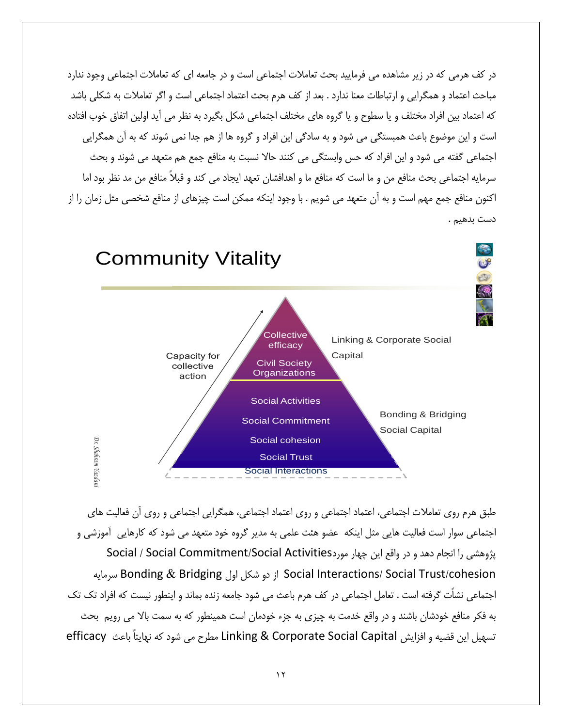در کف هرمی که در زیر مشاهده می فرمایید بحث تعاملات اجتماعی است و در جامعه ای که تعاملات اجتماعی وجود ندارد مباحث اعتماد و همگرایی و ارتباطات معنا ندارد . بعد از کف هرم بحث اعتماد اجتماعی است و اگر تعاملات به شکلی باشد که اعتماد بین افراد مختلف و یا سطوح و یا گروه های مختلف اجتماعی شکل بگیرد به نظر می آید اولین اتفاق خوب افتاده است و این موضوع باعث همبستگی می شود و به سادگی این افراد و گروه ها از هم جدا نمی شوند که به آن همگرایی اجتماعی گفته می شود و این افراد که حس وابستگی می کنند حالا نسبت به منافع جمع هم متعهد می شوند و بحث سرمایه اجتماعی بحث منافع من و ما است که منافع ما و اهدافشان تعهد ایجاد می کند و قبلاً منافع من مد نظر بود اما اکنون منافع جمع مهم است و به آن متعهد می شویم . با وجود اینکه ممکن است چیزهای از منافع شخصی مثل زمان را از دست بدهیم .

## Community Vitality

| Level | Pyramid content | Type |
| --- | --- | --- |
| Top | Collective efficacy; Civil Society Organizations | Linking & Corporate Social Capital |
| Base | Social Activities; Social Commitment; Social cohesion; Social Trust; Social Interactions | Bonding & Bridging Social Capital |

Capacity for collective action

Dr. Shahram Yazdani

طبق هرم روی تعاملات اجتماعی، اعتماد اجتماعی و روی اعتماد اجتماعی، همگرایی اجتماعی و روی آن فعالیت های اجتماعی سوار است فعالیت هایی مثل اینکه عضو هئت علمی به مدیر گروه خود متعهد می شود که کارهایی آموزشی و پژوهشی را انجام دهد و در واقع این چهار موردSocial / Social Commitment/Social Activities Social Interactions/ Social Trust/cohesion از دو شکل اول Bonding & Bridging سرمایه اجتماعی نشأت گرفته است . تعامل اجتماعی در کف هرم باعث می شود جامعه زنده بماند و اینطور نیست که افراد تک تک به فکر منافع خودشان باشند و در واقع خدمت به چیزی به جزء خودمان است همینطور که به سمت بالا می رویم بحث تسهیل این قضیه و افزایش Linking & Corporate Social Capital مطرح می شود که نهایتاً باعث efficacy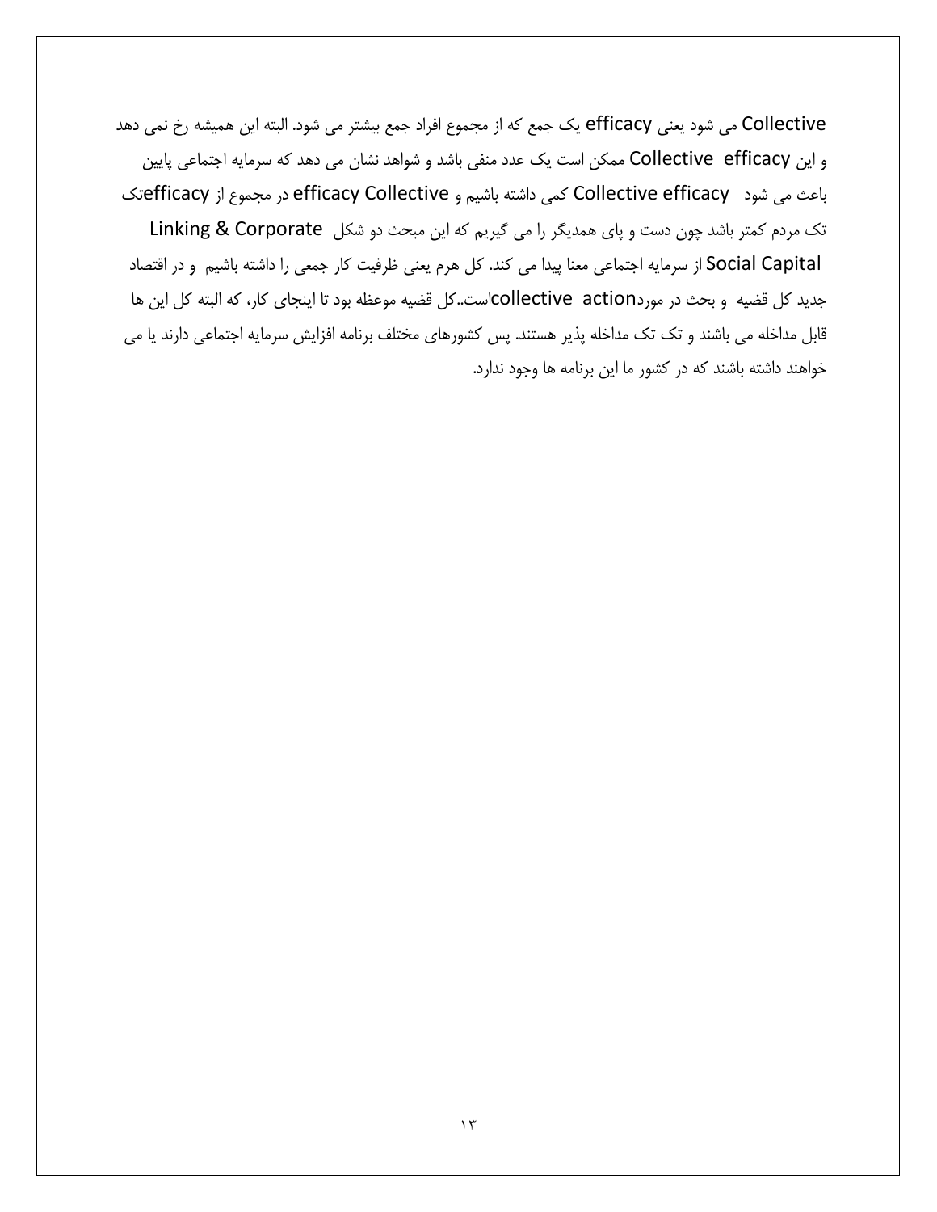Collective می شود یعنی efficacy یک جمع که از مجموع افراد جمع بیشتر می شود. البته این همیشه رخ نمی دهد و این Collective efficacy ممکن است یک عدد منفی باشد و شواهد نشان می دهد که سرمایه اجتماعی پایین باعث می شود Collective efficacy کمی داشته باشیم و efficacy Collective در مجموع از efficacyتک تک مردم کمتر باشد چون دست و پای همدیگر را می گیریم که این مبحث دو شکل Linking & Corporate Social Capital از سرمایه اجتماعی معنا پیدا می کند. کل هرم یعنی ظرفیت کار جمعی را داشته باشیم و در اقتصاد جدید کل قضیه و بحث در موردcollective actionاست..کل قضیه موعظه بود تا اینجای کار، که البته کل این ها قابل مداخله می باشند و تک تک مداخله پذیر هستند. پس کشورهای مختلف برنامه افزایش سرمایه اجتماعی دارند یا می خواهند داشته باشند که در کشور ما این برنامه ها وجود ندارد.